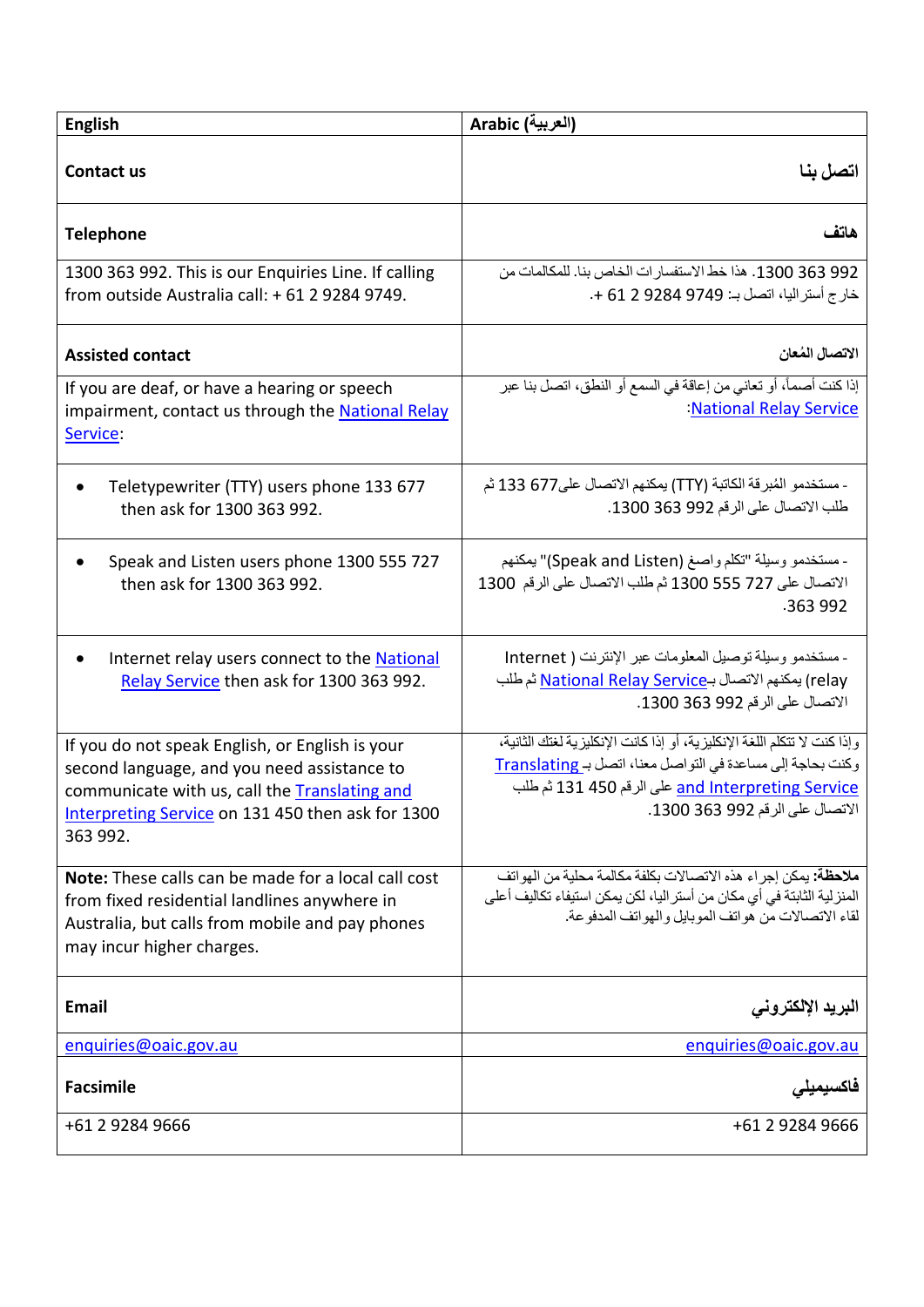| English | Arabic (العربية) |
| --- | --- |
| **Contact us** | **اتصل بنا** |
| **Telephone** | **هاتف** |
| 1300 363 992. This is our Enquiries Line. If calling from outside Australia call: + 61 2 9284 9749. | 1300 363 992. هذا خط الاستفسارات الخاص بنا. للمكالمات من خارج أستراليا، اتصل بـ: 9749 9284 2 61 +. |
| **Assisted contact** | **الاتصال المُعان** |
| If you are deaf, or have a hearing or speech impairment, contact us through the National Relay Service: | إذا كنت أصماً، أو تعاني من إعاقة في السمع أو النطق، اتصل بنا عبر National Relay Service: |
| • Teletypewriter (TTY) users phone 133 677 then ask for 1300 363 992. | - مستخدمو المُبرقة الكاتبة (TTY) يمكنهم الاتصال على133 677 ثم طلب الاتصال على الرقم 1300 363 992. |
| • Speak and Listen users phone 1300 555 727 then ask for 1300 363 992. | - مستخدمو وسيلة "تكلم واصغ (Speak and Listen)" يمكنهم الاتصال على 1300 555 727 ثم طلب الاتصال على الرقم 1300 363 992. |
| • Internet relay users connect to the National Relay Service then ask for 1300 363 992. | - مستخدمو وسيلة توصيل المعلومات عبر الإنترنت ( Internet relay) يمكنهم الاتصال بـNational Relay Service ثم طلب الاتصال على الرقم 1300 363 992. |
| If you do not speak English, or English is your second language, and you need assistance to communicate with us, call the Translating and Interpreting Service on 131 450 then ask for 1300 363 992. | وإذا كنت لا تتكلم اللغة الإنكليزية، أو إذا كانت الإنكليزية لغتك الثانية، وكنت بحاجة إلى مساعدة في التواصل معنا، اتصل بـ Translating and Interpreting Service على الرقم 131 450 ثم طلب الاتصال على الرقم 1300 363 992. |
| **Note:** These calls can be made for a local call cost from fixed residential landlines anywhere in Australia, but calls from mobile and pay phones may incur higher charges. | **ملاحظة:** يمكن إجراء هذه الاتصالات بكلفة مكالمة محلية من الهواتف المنزلية الثابتة في أي مكان من أستراليا، لكن يمكن استيفاء تكاليف أعلى لقاء الاتصالات من هواتف الموبايل والهواتف المدفوعة. |
| **Email** | **البريد الإلكتروني** |
| enquiries@oaic.gov.au | enquiries@oaic.gov.au |
| **Facsimile** | **فاكسيميلي** |
| +61 2 9284 9666 | +61 2 9284 9666 |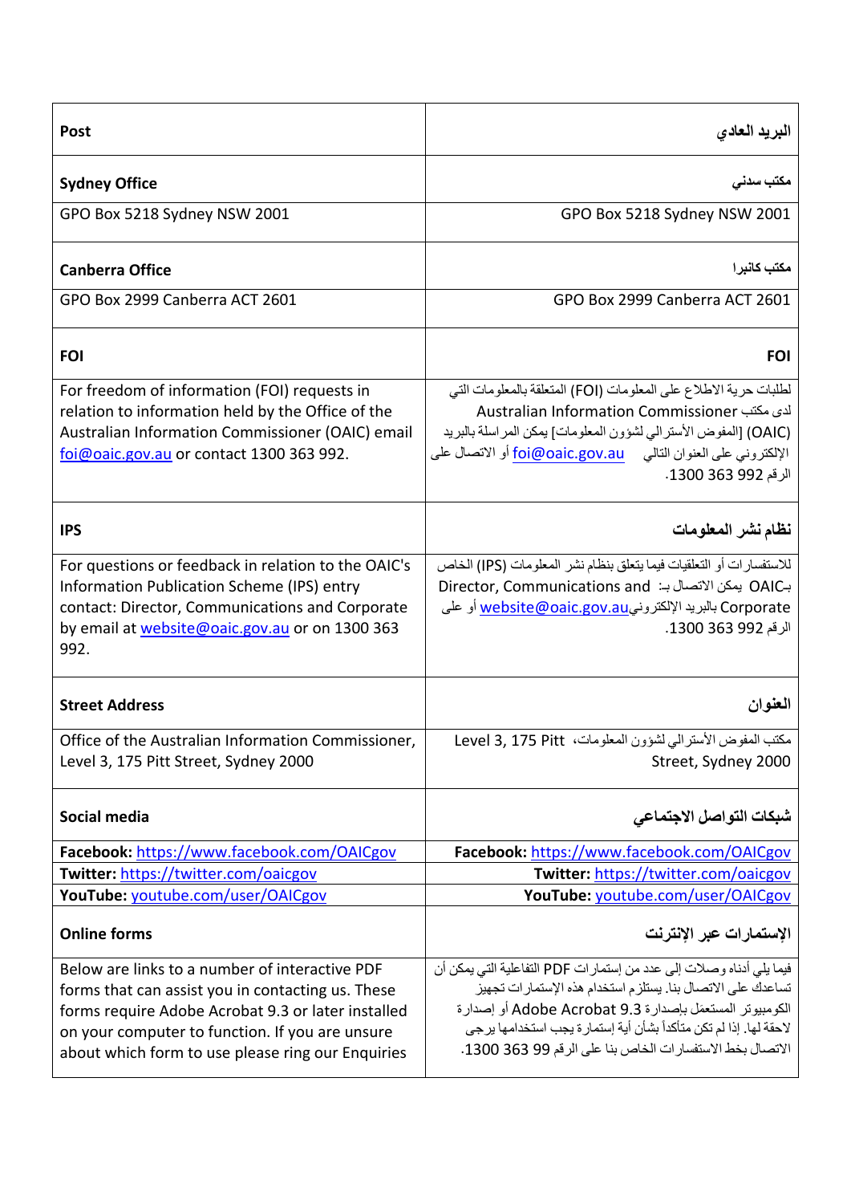| Post | البريد العادي |
| --- | --- |
| **Sydney Office** | **مكتب سدني** |
| GPO Box 5218 Sydney NSW 2001 | GPO Box 5218 Sydney NSW 2001 |
| **Canberra Office** | **مكتب كانبرا** |
| GPO Box 2999 Canberra ACT 2601 | GPO Box 2999 Canberra ACT 2601 |
| **FOI** | **FOI** |
| For freedom of information (FOI) requests in relation to information held by the Office of the Australian Information Commissioner (OAIC) email foi@oaic.gov.au or contact 1300 363 992. | لطلبات حرية الاطلاع على المعلومات (FOI) المتعلقة بالمعلومات التي لدى مكتب Australian Information Commissioner (OAIC) [المفوض الأسترالي لشؤون المعلومات] يمكن المراسلة بالبريد الإلكتروني على العنوان التالي foi@oaic.gov.au أو الاتصال على الرقم 992 363 1300. |
| **IPS** | **نظام نشر المعلومات** |
| For questions or feedback in relation to the OAIC's Information Publication Scheme (IPS) entry contact: Director, Communications and Corporate by email at website@oaic.gov.au or on 1300 363 992. | للاستفسارات أو التعليقات فيما يتعلق بنظام نشر المعلومات (IPS) الخاص بـOAIC يمكن الاتصال بـ: Director, Communications and Corporate بالبريد الإلكتروني website@oaic.gov.au أو على الرقم 992 363 1300. |
| **Street Address** | **العنوان** |
| Office of the Australian Information Commissioner, Level 3, 175 Pitt Street, Sydney 2000 | مكتب المفوض الأسترالي لشؤون المعلومات، Level 3, 175 Pitt Street, Sydney 2000 |
| **Social media** | **شبكات التواصل الاجتماعي** |
| **Facebook:** https://www.facebook.com/OAICgov | **Facebook:** https://www.facebook.com/OAICgov |
| **Twitter:** https://twitter.com/oaicgov | **Twitter:** https://twitter.com/oaicgov |
| **YouTube:** youtube.com/user/OAICgov | **YouTube:** youtube.com/user/OAICgov |
| **Online forms** | **الإستمارات عبر الإنترنت** |
| Below are links to a number of interactive PDF forms that can assist you in contacting us. These forms require Adobe Acrobat 9.3 or later installed on your computer to function. If you are unsure about which form to use please ring our Enquiries | فيما يلي أدناه وصلات إلى عدد من إستمارات PDF التفاعلية التي يمكن أن تساعدك على الاتصال بنا. يستلزم استخدام هذه الإستمارات تجهيز الكومبيوتر المستعمَل بإصدارة Adobe Acrobat 9.3 أو إصدارة لاحقة لها. إذا لم تكن متأكداً بشأن أية إستمارة يجب استخدامها يرجى الاتصال بخط الاستفسارات الخاص بنا على الرقم 99 363 1300. |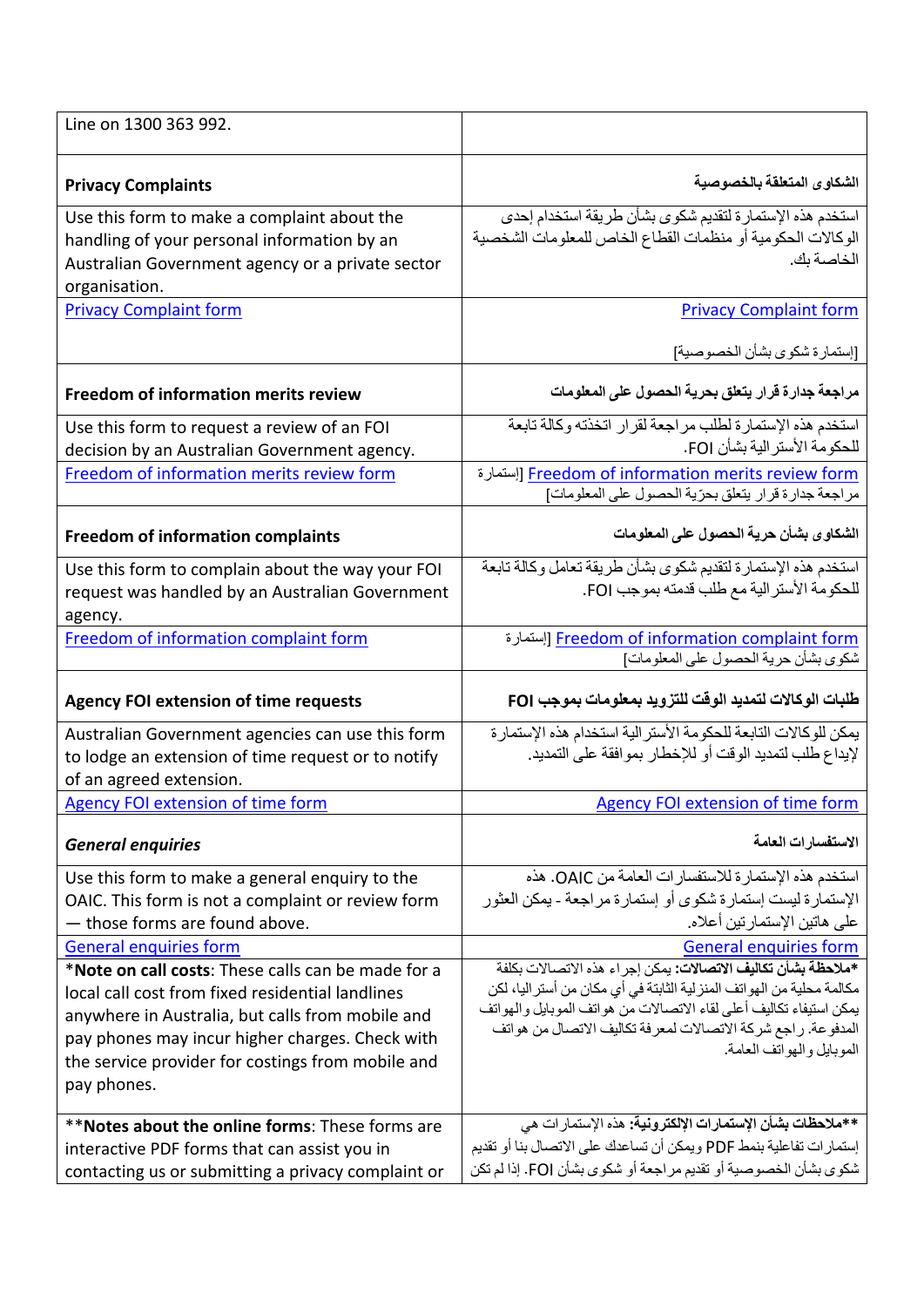| | |
|---|---|
| Line on 1300 363 992. | |
| **Privacy Complaints** | **الشكاوى المتعلقة بالخصوصية** |
| Use this form to make a complaint about the handling of your personal information by an Australian Government agency or a private sector organisation. | استخدم هذه الإستمارة لتقديم شكوى بشأن طريقة استخدام إحدى الوكالات الحكومية أو منظمات القطاع الخاص للمعلومات الشخصية الخاصة بك. |
| Privacy Complaint form | Privacy Complaint form [إستمارة شكوى بشأن الخصوصية] |
| **Freedom of information merits review** | **مراجعة جدارة قرار يتعلق بحرية الحصول على المعلومات** |
| Use this form to request a review of an FOI decision by an Australian Government agency. | استخدم هذه الإستمارة لطلب مراجعة لقرار اتخذته وكالة تابعة للحكومة الأسترالية بشأن FOI. |
| Freedom of information merits review form | Freedom of information merits review form [إستمارة مراجعة جدارة قرار يتعلق بحرّية الحصول على المعلومات] |
| **Freedom of information complaints** | **الشكاوى بشأن حرية الحصول على المعلومات** |
| Use this form to complain about the way your FOI request was handled by an Australian Government agency. | استخدم هذه الإستمارة لتقديم شكوى بشأن طريقة تعامل وكالة تابعة للحكومة الأسترالية مع طلب قدمته بموجب FOI. |
| Freedom of information complaint form | Freedom of information complaint form [إستمارة شكوى بشأن حرية الحصول على المعلومات] |
| **Agency FOI extension of time requests** | **طلبات الوكالات لتمديد الوقت للتزويد بمعلومات بموجب FOI** |
| Australian Government agencies can use this form to lodge an extension of time request or to notify of an agreed extension. | يمكن للوكالات التابعة للحكومة الأسترالية استخدام هذه الإستمارة لإيداع طلب لتمديد الوقت أو للإخطار بموافقة على التمديد. |
| Agency FOI extension of time form | Agency FOI extension of time form |
| ***General enquiries*** | **الاستفسارات العامة** |
| Use this form to make a general enquiry to the OAIC. This form is not a complaint or review form — those forms are found above. | استخدم هذه الإستمارة للاستفسارات العامة من OAIC. هذه الإستمارة ليست إستمارة شكوى أو إستمارة مراجعة - يمكن العثور على هاتين الإستمارتين أعلاه. |
| General enquiries form | General enquiries form |
| *__Note on call costs__: These calls can be made for a local call cost from fixed residential landlines anywhere in Australia, but calls from mobile and pay phones may incur higher charges. Check with the service provider for costings from mobile and pay phones. | ***ملاحظة بشأن تكاليف الاتصالات:** يمكن إجراء هذه الاتصالات بكلفة مكالمة محلية من الهواتف المنزلية الثابتة في أي مكان من أستراليا، لكن يمكن استيفاء تكاليف أعلى لقاء الاتصالات من هواتف الموبايل والهواتف المدفوعة. راجع شركة الاتصالات لمعرفة تكاليف الاتصال من هواتف الموبايل والهواتف العامة. |
| **__Notes about the online forms__: These forms are interactive PDF forms that can assist you in contacting us or submitting a privacy complaint or | ****ملاحظات بشأن الإستمارات الإلكترونية:** هذه الإستمارات هي إستمارات تفاعلية بنمط PDF ويمكن أن تساعدك على الاتصال بنا أو تقديم شكوى بشأن الخصوصية أو تقديم مراجعة أو شكوى بشأن FOI. إذا لم تكن |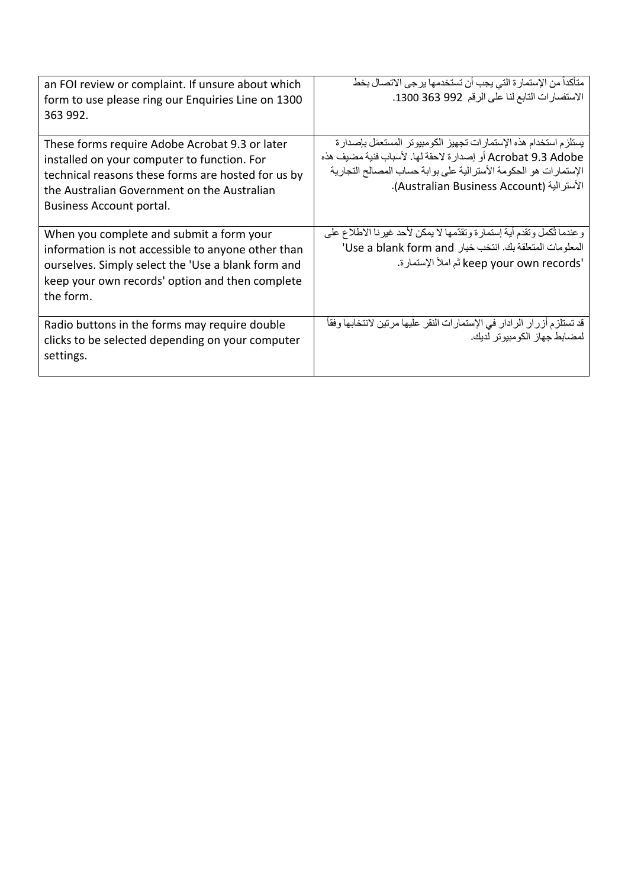| | |
|---|---|
| an FOI review or complaint. If unsure about which form to use please ring our Enquiries Line on 1300 363 992. | متأكداً من الإستمارة التي يجب أن تستخدمها يرجى الاتصال بخط الاستفسارات التابع لنا على الرقم 992 363 1300. |
| These forms require Adobe Acrobat 9.3 or later installed on your computer to function. For technical reasons these forms are hosted for us by the Australian Government on the Australian Business Account portal. | يستلزم استخدام هذه الإستمارات تجهيز الكومبيوتر المستعمَل بإصدارة Acrobat 9.3 Adobe أو إصدارة لاحقة لها. لأسباب فنية مضيف هذه الإستمارات هو الحكومة الأسترالية على بوابة حساب المصالح التجارية الأسترالية (Australian Business Account). |
| When you complete and submit a form your information is not accessible to anyone other than ourselves. Simply select the 'Use a blank form and keep your own records' option and then complete the form. | وعندما تُكمل وتقدم أية إستمارة وتقدّمها لا يمكن لأحد غيرنا الاطلاع على المعلومات المتعلقة بك. انتخب خيار 'Use a blank form and keep your own records' ثم املأ الإستمارة. |
| Radio buttons in the forms may require double clicks to be selected depending on your computer settings. | قد تستلزم أزرار الرادار في الإستمارات النقر عليها مرتين لانتخابها وفقاً لمضابط جهاز الكومبيوتر لديك. |